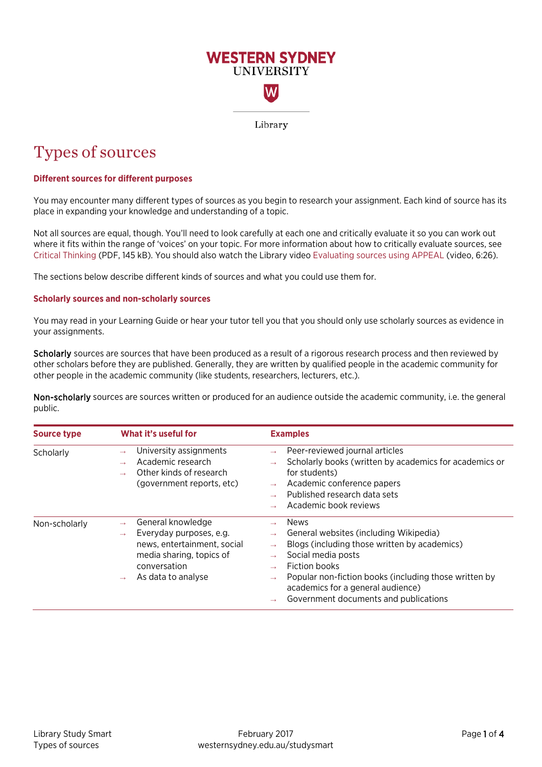WESTERN SYDNEY UNIVERSITY

Library

# Types of sources

### Different sources for different purposes

You may encounter many different types of sources as you begin to research your assignment. Each kind of source has its place in expanding your knowledge and understanding of a topic.

Not all sources are equal, though. You'll need to look carefully at each one and critically evaluate it so you can work out where it fits within the range of 'voices' on your topic. For more information about how to critically evaluate sources, see Critical Thinking (PDF, 145 kB). You should also watch the Library video Evaluating sources using APPEAL (video, 6:26).

The sections below describe different kinds of sources and what you could use them for.

### Scholarly sources and non-scholarly sources

You may read in your Learning Guide or hear your tutor tell you that you should only use scholarly sources as evidence in your assignments.

**Scholarly** sources are sources that have been produced as a result of a rigorous research process and then reviewed by other scholars before they are published. Generally, they are written by qualified people in the academic community for other people in the academic community (like students, researchers, lecturers, etc.).

**Non-scholarly** sources are sources written or produced for an audience outside the academic community, i.e. the general public.

| Source type | What it's useful for | Examples |
|---|---|---|
| Scholarly | → University assignments<br>→ Academic research<br>→ Other kinds of research (government reports, etc) | → Peer-reviewed journal articles<br>→ Scholarly books (written by academics for academics or for students)<br>→ Academic conference papers<br>→ Published research data sets<br>→ Academic book reviews |
| Non-scholarly | → General knowledge<br>→ Everyday purposes, e.g. news, entertainment, social media sharing, topics of conversation<br>→ As data to analyse | → News<br>→ General websites (including Wikipedia)<br>→ Blogs (including those written by academics)<br>→ Social media posts<br>→ Fiction books<br>→ Popular non-fiction books (including those written by academics for a general audience)<br>→ Government documents and publications |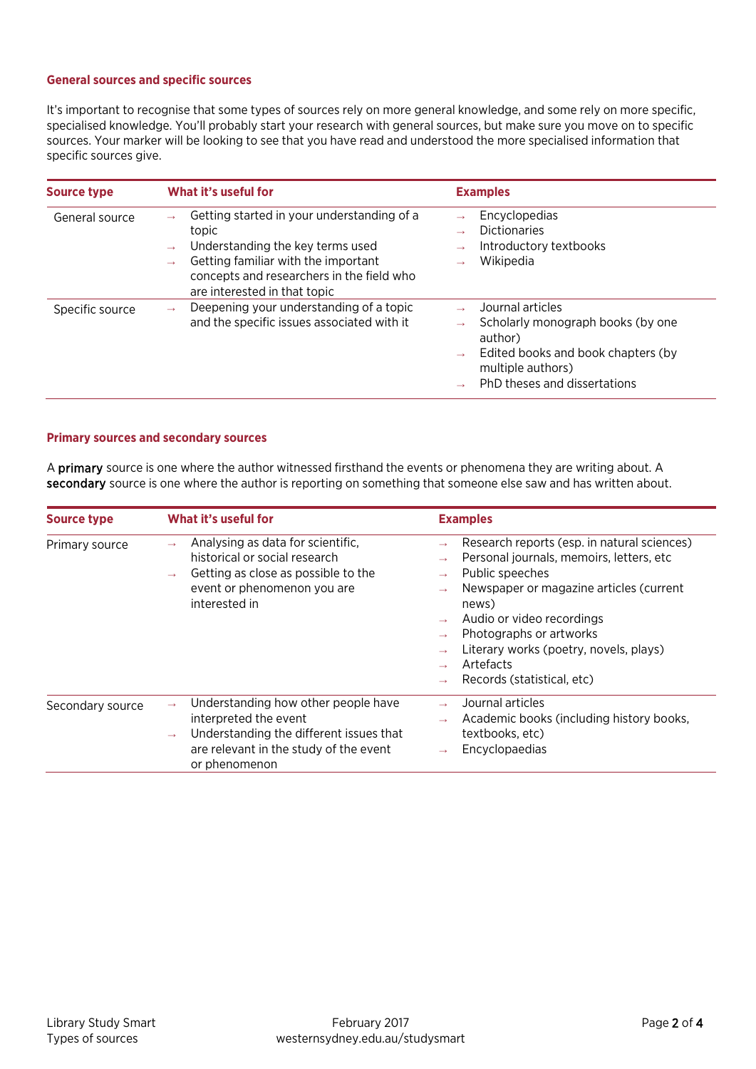### General sources and specific sources

It's important to recognise that some types of sources rely on more general knowledge, and some rely on more specific, specialised knowledge. You'll probably start your research with general sources, but make sure you move on to specific sources. Your marker will be looking to see that you have read and understood the more specialised information that specific sources give.

| Source type | What it's useful for | Examples |
|---|---|---|
| General source | → Getting started in your understanding of a topic<br>→ Understanding the key terms used<br>→ Getting familiar with the important concepts and researchers in the field who are interested in that topic | → Encyclopedias<br>→ Dictionaries<br>→ Introductory textbooks<br>→ Wikipedia |
| Specific source | → Deepening your understanding of a topic and the specific issues associated with it | → Journal articles<br>→ Scholarly monograph books (by one author)<br>→ Edited books and book chapters (by multiple authors)<br>→ PhD theses and dissertations |

### Primary sources and secondary sources

A **primary** source is one where the author witnessed firsthand the events or phenomena they are writing about. A **secondary** source is one where the author is reporting on something that someone else saw and has written about.

| Source type | What it's useful for | Examples |
|---|---|---|
| Primary source | → Analysing as data for scientific, historical or social research<br>→ Getting as close as possible to the event or phenomenon you are interested in | → Research reports (esp. in natural sciences)<br>→ Personal journals, memoirs, letters, etc<br>→ Public speeches<br>→ Newspaper or magazine articles (current news)<br>→ Audio or video recordings<br>→ Photographs or artworks<br>→ Literary works (poetry, novels, plays)<br>→ Artefacts<br>→ Records (statistical, etc) |
| Secondary source | → Understanding how other people have interpreted the event<br>→ Understanding the different issues that are relevant in the study of the event or phenomenon | → Journal articles<br>→ Academic books (including history books, textbooks, etc)<br>→ Encyclopaedias |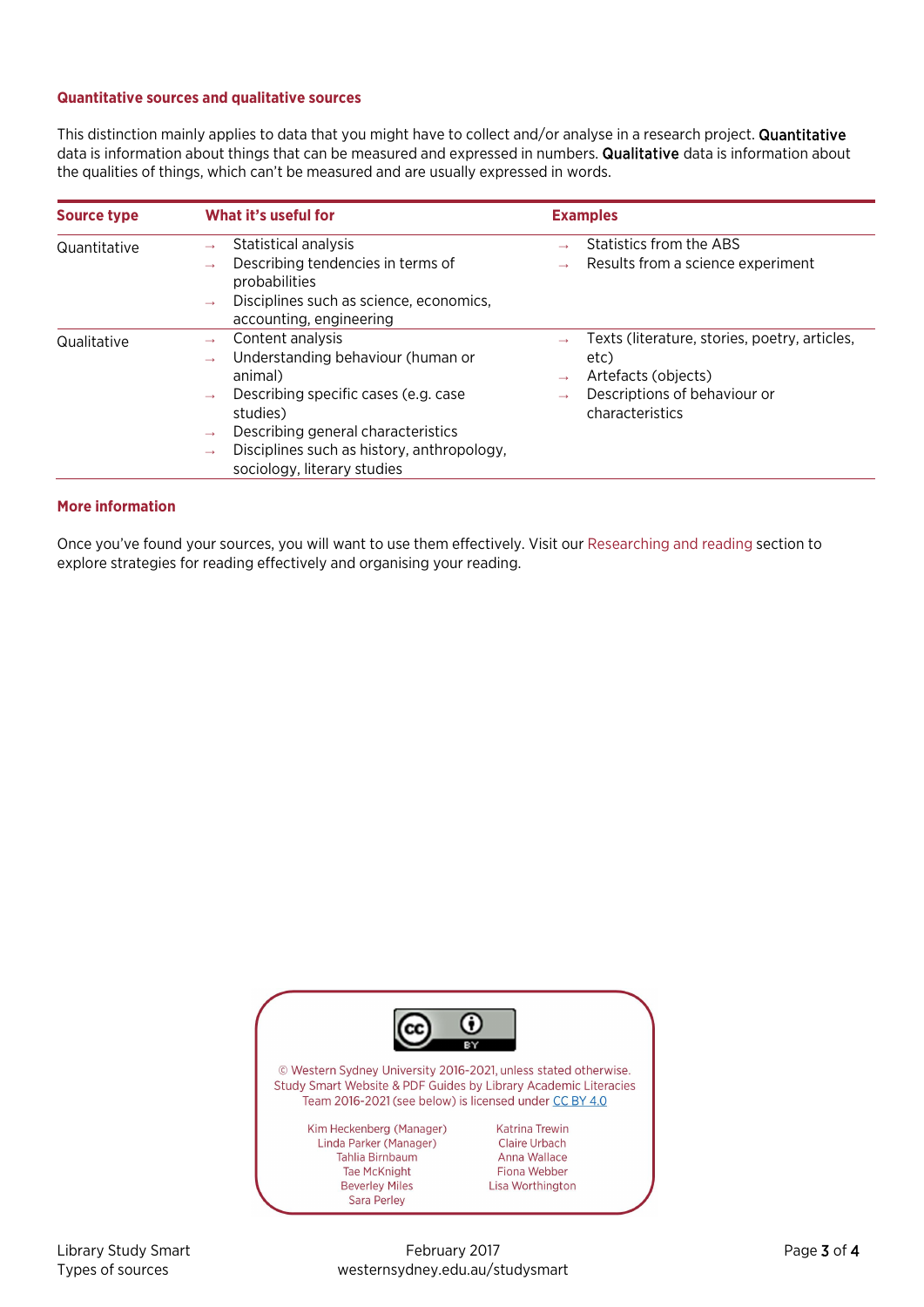### Quantitative sources and qualitative sources

This distinction mainly applies to data that you might have to collect and/or analyse in a research project. **Quantitative** data is information about things that can be measured and expressed in numbers. **Qualitative** data is information about the qualities of things, which can't be measured and are usually expressed in words.

| Source type | What it's useful for | Examples |
|---|---|---|
| Quantitative | → Statistical analysis<br>→ Describing tendencies in terms of probabilities<br>→ Disciplines such as science, economics, accounting, engineering | → Statistics from the ABS<br>→ Results from a science experiment |
| Qualitative | → Content analysis<br>→ Understanding behaviour (human or animal)<br>→ Describing specific cases (e.g. case studies)<br>→ Describing general characteristics<br>→ Disciplines such as history, anthropology, sociology, literary studies | → Texts (literature, stories, poetry, articles, etc)<br>→ Artefacts (objects)<br>→ Descriptions of behaviour or characteristics |

### More information

Once you've found your sources, you will want to use them effectively. Visit our Researching and reading section to explore strategies for reading effectively and organising your reading.

© Western Sydney University 2016-2021, unless stated otherwise.
Study Smart Website & PDF Guides by Library Academic Literacies Team 2016-2021 (see below) is licensed under CC BY 4.0

Kim Heckenberg (Manager)
Linda Parker (Manager)
Tahlia Birnbaum
Tae McKnight
Beverley Miles
Sara Perley
Katrina Trewin
Claire Urbach
Anna Wallace
Fiona Webber
Lisa Worthington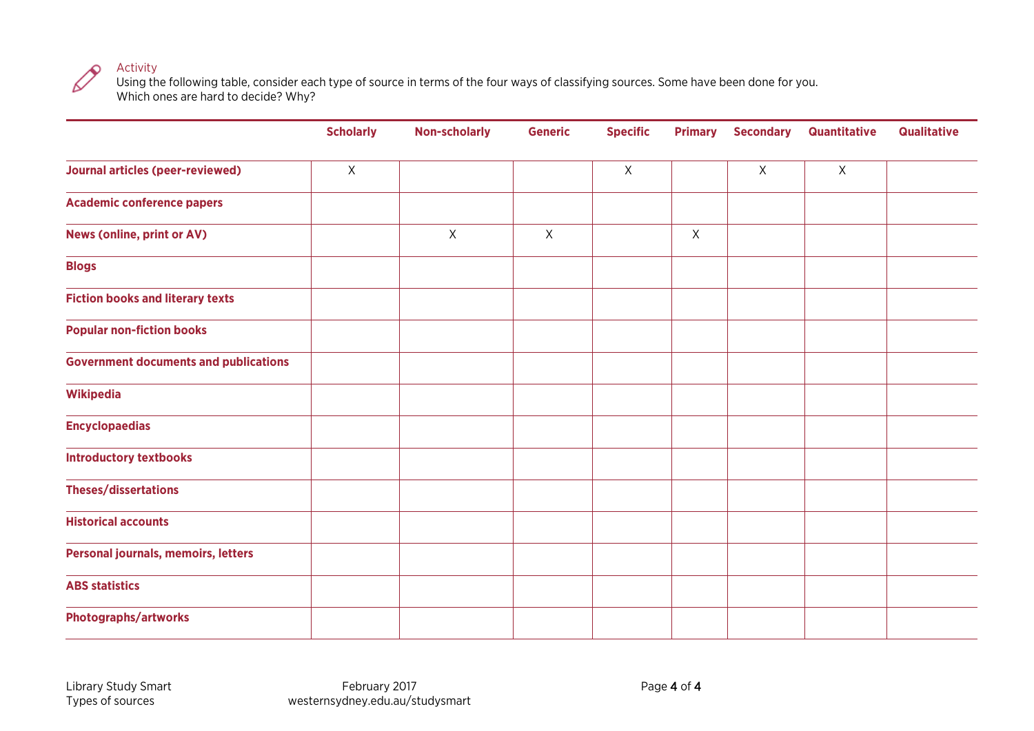Activity

Using the following table, consider each type of source in terms of the four ways of classifying sources. Some have been done for you. Which ones are hard to decide? Why?

| | Scholarly | Non-scholarly | Generic | Specific | Primary | Secondary | Quantitative | Qualitative |
|---|---|---|---|---|---|---|---|---|
| Journal articles (peer-reviewed) | X | | | X | | X | X | |
| Academic conference papers | | | | | | | | |
| News (online, print or AV) | | X | X | | X | | | |
| Blogs | | | | | | | | |
| Fiction books and literary texts | | | | | | | | |
| Popular non-fiction books | | | | | | | | |
| Government documents and publications | | | | | | | | |
| Wikipedia | | | | | | | | |
| Encyclopaedias | | | | | | | | |
| Introductory textbooks | | | | | | | | |
| Theses/dissertations | | | | | | | | |
| Historical accounts | | | | | | | | |
| Personal journals, memoirs, letters | | | | | | | | |
| ABS statistics | | | | | | | | |
| Photographs/artworks | | | | | | | | |